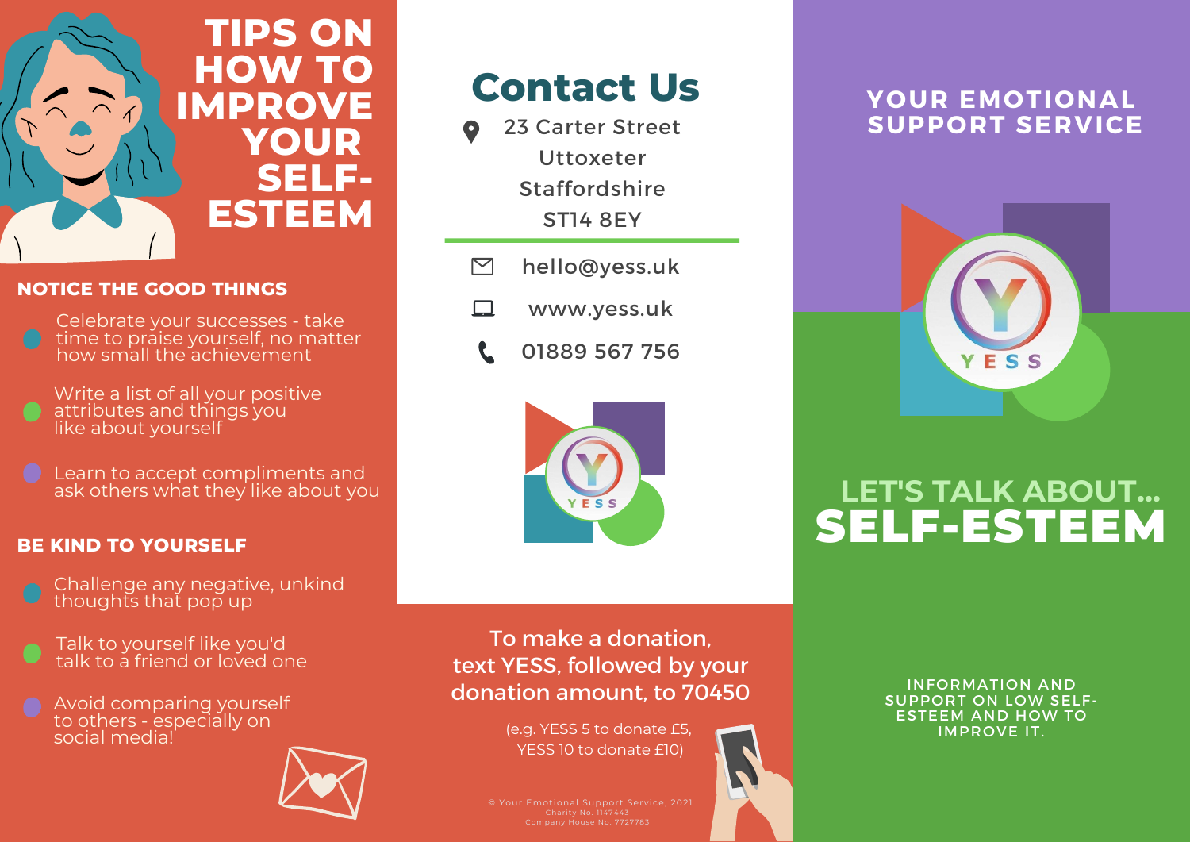# TIPS ON HOW TO IMPROVE YOUR SELF-ESTEEM

## NOTICE THE GOOD THINGS

- Celebrate your successes - take time to praise yourself, no matter how small the achievement
- Write a list of all your positive attributes and things you like about yourself
- Learn to accept compliments and ask others what they like about you

## BE KIND TO YOURSELF

- Challenge any negative, unkind thoughts that pop up
- Talk to yourself like you'd talk to a friend or loved one
- Avoid comparing yourself to others - especially on social media!

# Contact Us

23 Carter Street
Uttoxeter
Staffordshire
ST14 8EY

hello@yess.uk

www.yess.uk

01889 567 756

YESS

**To make a donation, text YESS, followed by your donation amount, to 70450**

(e.g. YESS 5 to donate £5, YESS 10 to donate £10)

© Your Emotional Support Service, 2021
Charity No. 1147443
Company House No. 7727783

## YOUR EMOTIONAL SUPPORT SERVICE

YESS

# LET'S TALK ABOUT... SELF-ESTEEM

INFORMATION AND SUPPORT ON LOW SELF-ESTEEM AND HOW TO IMPROVE IT.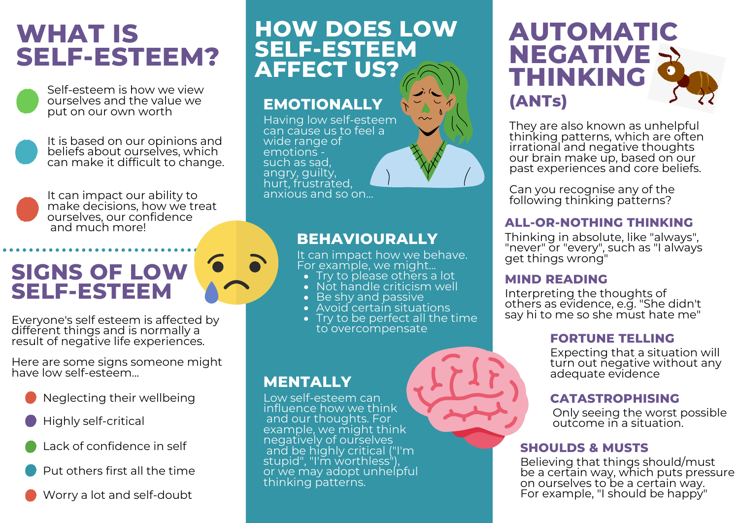# WHAT IS SELF-ESTEEM?

- Self-esteem is how we view ourselves and the value we put on our own worth
- It is based on our opinions and beliefs about ourselves, which can make it difficult to change.
- It can impact our ability to make decisions, how we treat ourselves, our confidence and much more!

# SIGNS OF LOW SELF-ESTEEM

Everyone's self esteem is affected by different things and is normally a result of negative life experiences.

Here are some signs someone might have low self-esteem...

- Neglecting their wellbeing
- Highly self-critical
- Lack of confidence in self
- Put others first all the time
- Worry a lot and self-doubt

# HOW DOES LOW SELF-ESTEEM AFFECT US?

## EMOTIONALLY

Having low self-esteem can cause us to feel a wide range of emotions - such as sad, angry, guilty, hurt, frustrated, anxious and so on...

## BEHAVIOURALLY

It can impact how we behave. For example, we might...

- Try to please others a lot
- Not handle criticism well
- Be shy and passive
- Avoid certain situations
- Try to be perfect all the time to overcompensate

## MENTALLY

Low self-esteem can influence how we think and our thoughts. For example, we might think negatively of ourselves and be highly critical ("I'm stupid", "I'm worthless"), or we may adopt unhelpful thinking patterns.

# AUTOMATIC NEGATIVE THINKING (ANTs)

They are also known as unhelpful thinking patterns, which are often irrational and negative thoughts our brain make up, based on our past experiences and core beliefs.

Can you recognise any of the following thinking patterns?

## ALL-OR-NOTHING THINKING

Thinking in absolute, like "always", "never" or "every", such as "I always get things wrong"

## MIND READING

Interpreting the thoughts of others as evidence, e.g. "She didn't say hi to me so she must hate me"

## FORTUNE TELLING

Expecting that a situation will turn out negative without any adequate evidence

## CATASTROPHISING

Only seeing the worst possible outcome in a situation.

## SHOULDS & MUSTS

Believing that things should/must be a certain way, which puts pressure on ourselves to be a certain way. For example, "I should be happy"